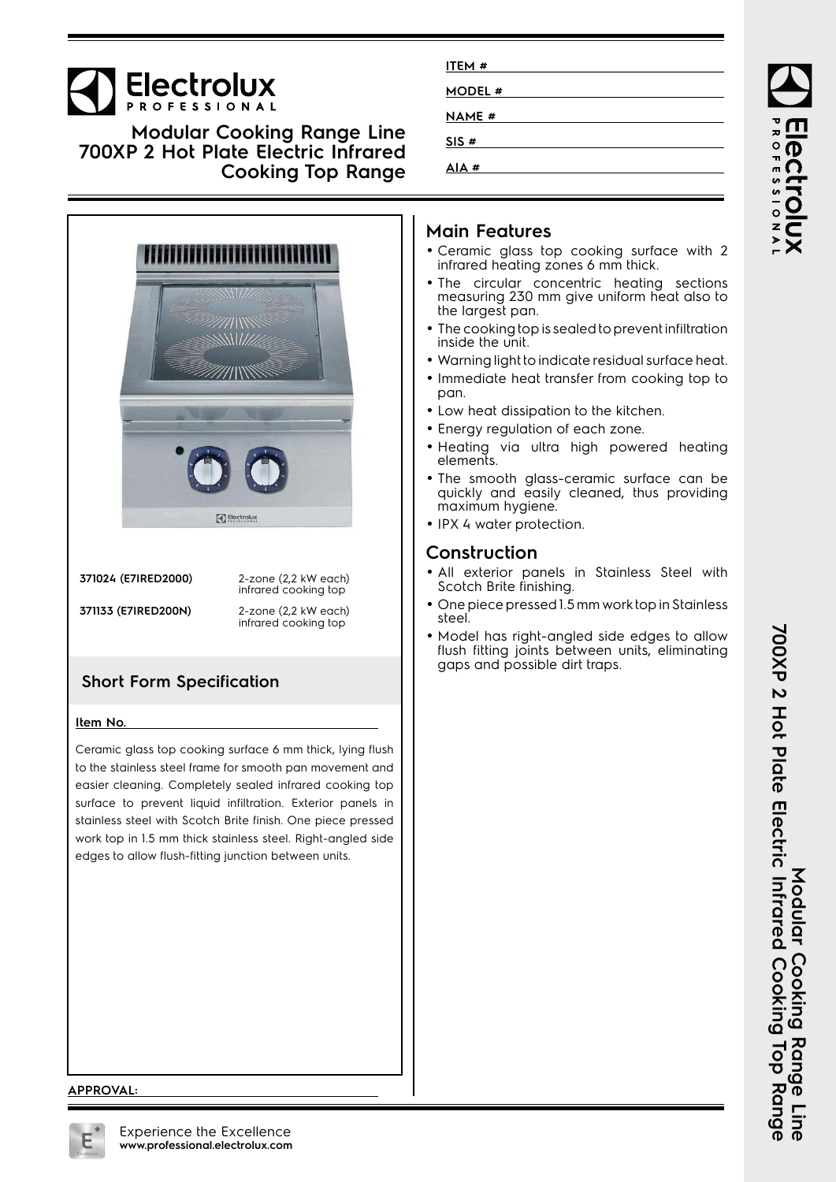# Electrolux PROFESSIONAL

## Modular Cooking Range Line 700XP 2 Hot Plate Electric Infrared Cooking Top Range

ITEM #

MODEL #

NAME #

SIS #

AIA #

| | |
|---|---|
| **371024 (E7IRED2000)** | 2-zone (2,2 kW each) infrared cooking top |
| **371133 (E7IRED200N)** | 2-zone (2,2 kW each) infrared cooking top |

### Short Form Specification

**Item No.**

Ceramic glass top cooking surface 6 mm thick, lying flush to the stainless steel frame for smooth pan movement and easier cleaning. Completely sealed infrared cooking top surface to prevent liquid infiltration. Exterior panels in stainless steel with Scotch Brite finish. One piece pressed work top in 1.5 mm thick stainless steel. Right-angled side edges to allow flush-fitting junction between units.

**APPROVAL:**

## Main Features

- Ceramic glass top cooking surface with 2 infrared heating zones 6 mm thick.
- The circular concentric heating sections measuring 230 mm give uniform heat also to the largest pan.
- The cooking top is sealed to prevent infiltration inside the unit.
- Warning light to indicate residual surface heat.
- Immediate heat transfer from cooking top to pan.
- Low heat dissipation to the kitchen.
- Energy regulation of each zone.
- Heating via ultra high powered heating elements.
- The smooth glass-ceramic surface can be quickly and easily cleaned, thus providing maximum hygiene.
- IPX 4 water protection.

## Construction

- All exterior panels in Stainless Steel with Scotch Brite finishing.
- One piece pressed 1.5 mm work top in Stainless steel.
- Model has right-angled side edges to allow flush fitting joints between units, eliminating gaps and possible dirt traps.

Experience the Excellence
**www.professional.electrolux.com**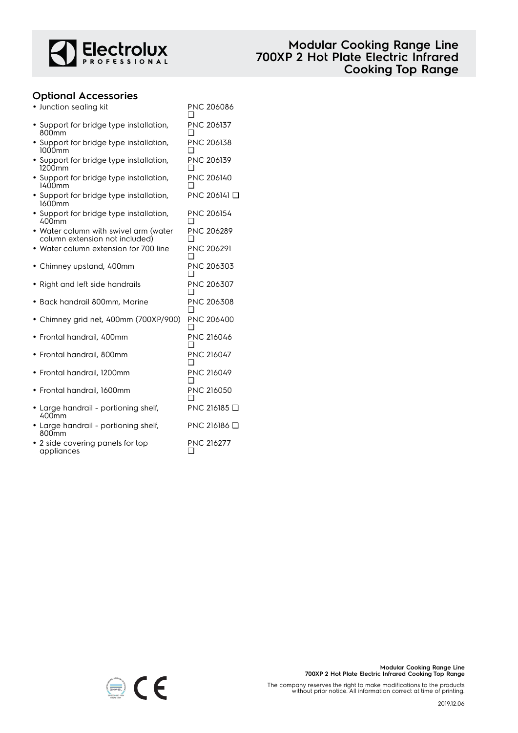## Optional Accessories

- Junction sealing kit PNC 206086 ❑
- Support for bridge type installation, 800mm PNC 206137 ❑
- Support for bridge type installation, 1000mm PNC 206138 ❑
- Support for bridge type installation, 1200mm PNC 206139 ❑
- Support for bridge type installation, 1400mm PNC 206140 ❑
- Support for bridge type installation, 1600mm PNC 206141 ❑
- Support for bridge type installation, 400mm PNC 206154 ❑
- Water column with swivel arm (water column extension not included) PNC 206289 ❑
- Water column extension for 700 line PNC 206291 ❑
- Chimney upstand, 400mm PNC 206303 ❑
- Right and left side handrails PNC 206307 ❑
- Back handrail 800mm, Marine PNC 206308 ❑
- Chimney grid net, 400mm (700XP/900) PNC 206400 ❑
- Frontal handrail, 400mm PNC 216046 ❑
- Frontal handrail, 800mm PNC 216047 ❑
- Frontal handrail, 1200mm PNC 216049 ❑
- Frontal handrail, 1600mm PNC 216050 ❑
- Large handrail - portioning shelf, 400mm PNC 216185 ❑
- Large handrail - portioning shelf, 800mm PNC 216186 ❑
- 2 side covering panels for top appliances PNC 216277 ❑

The company reserves the right to make modifications to the products without prior notice. All information correct at time of printing.

2019.12.06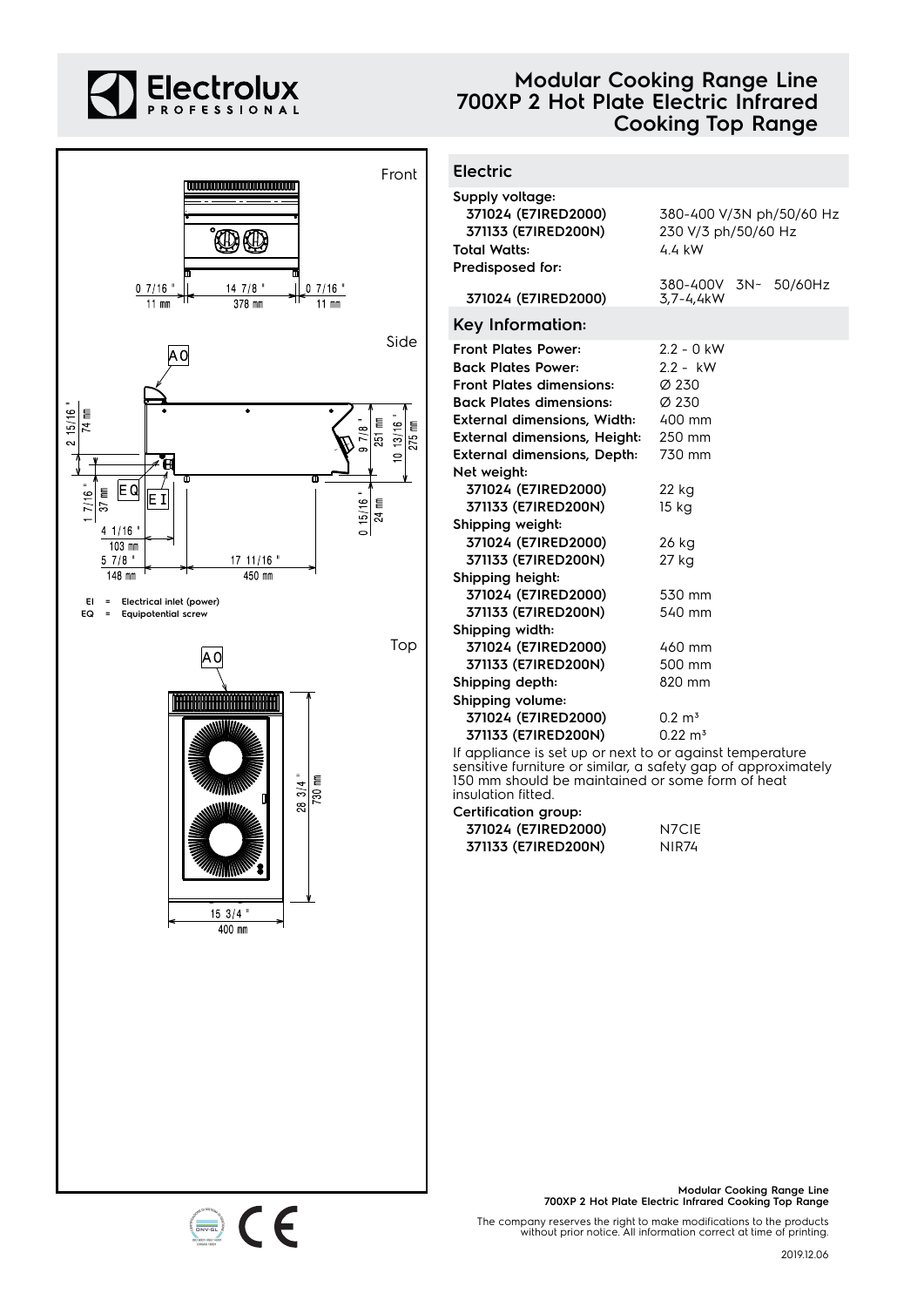# Modular Cooking Range Line 700XP 2 Hot Plate Electric Infrared Cooking Top Range

Front

0 7/16 " 11 mm | 14 7/8 " 378 mm | 0 7/16 " 11 mm

Side

A0

2 15/16 " 74 mm

9 7/8 " 251 mm

10 13/16 " 275 mm

EQ

EI

1 7/16 " 37 mm

0 15/16 " 24 mm

4 1/16 " 103 mm

5 7/8 " 148 mm

17 11/16 " 450 mm

EI = Electrical inlet (power)
EQ = Equipotential screw

Top

A0

28 3/4 " 730 mm

15 3/4 " 400 mm

## Electric

| | |
|---|---|
| **Supply voltage:** | |
| **371024 (E7IRED2000)** | 380-400 V/3N ph/50/60 Hz |
| **371133 (E7IRED200N)** | 230 V/3 ph/50/60 Hz |
| **Total Watts:** | 4.4 kW |
| **Predisposed for:** | |
| **371024 (E7IRED2000)** | 380-400V 3N~ 50/60Hz 3,7-4,4kW |

## Key Information:

| | |
|---|---|
| **Front Plates Power:** | 2.2 - 0 kW |
| **Back Plates Power:** | 2.2 - kW |
| **Front Plates dimensions:** | Ø 230 |
| **Back Plates dimensions:** | Ø 230 |
| **External dimensions, Width:** | 400 mm |
| **External dimensions, Height:** | 250 mm |
| **External dimensions, Depth:** | 730 mm |
| **Net weight:** | |
| **371024 (E7IRED2000)** | 22 kg |
| **371133 (E7IRED200N)** | 15 kg |
| **Shipping weight:** | |
| **371024 (E7IRED2000)** | 26 kg |
| **371133 (E7IRED200N)** | 27 kg |
| **Shipping height:** | |
| **371024 (E7IRED2000)** | 530 mm |
| **371133 (E7IRED200N)** | 540 mm |
| **Shipping width:** | |
| **371024 (E7IRED2000)** | 460 mm |
| **371133 (E7IRED200N)** | 500 mm |
| **Shipping depth:** | 820 mm |
| **Shipping volume:** | |
| **371024 (E7IRED2000)** | 0.2 m³ |
| **371133 (E7IRED200N)** | 0.22 m³ |

If appliance is set up or next to or against temperature sensitive furniture or similar, a safety gap of approximately 150 mm should be maintained or some form of heat insulation fitted.

| | |
|---|---|
| **Certification group:** | |
| **371024 (E7IRED2000)** | N7CIE |
| **371133 (E7IRED200N)** | NIR74 |

The company reserves the right to make modifications to the products without prior notice. All information correct at time of printing.

2019.12.06